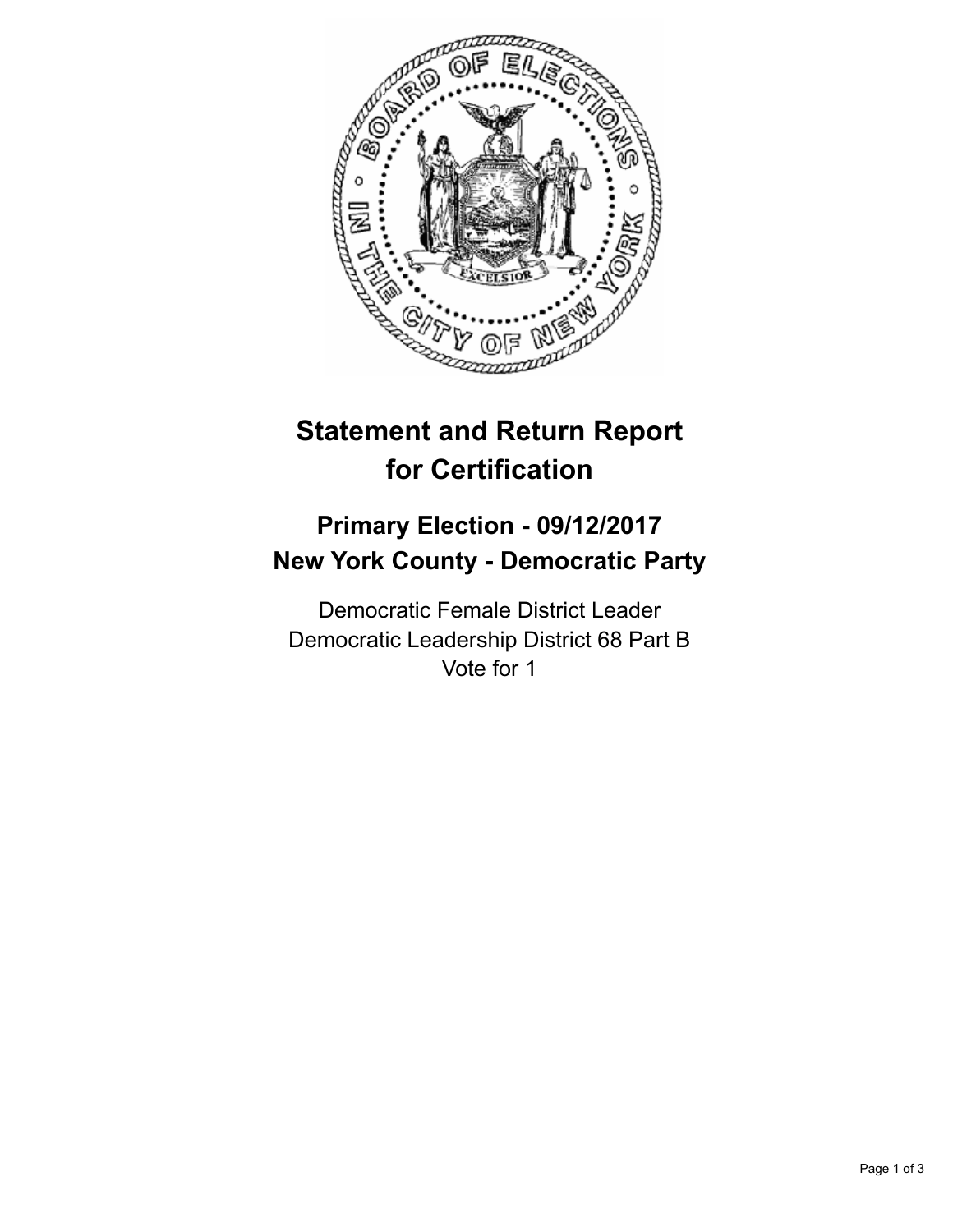# Statement and Return Report for Certification

## Primary Election - 09/12/2017
## New York County - Democratic Party

Democratic Female District Leader
Democratic Leadership District 68 Part B
Vote for 1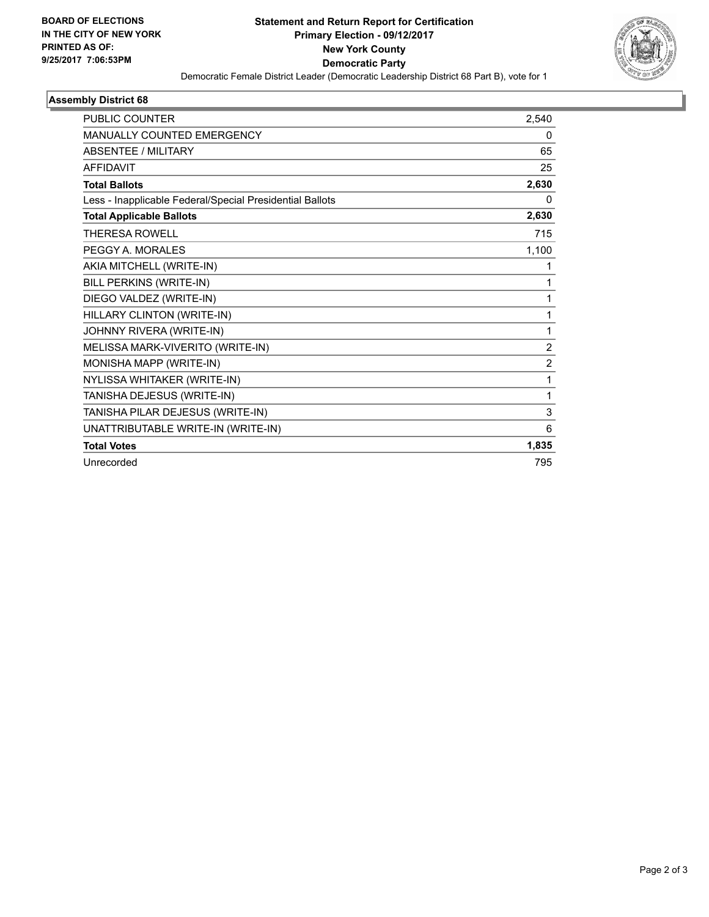**BOARD OF ELECTIONS IN THE CITY OF NEW YORK PRINTED AS OF: 9/25/2017 7:06:53PM**

# Statement and Return Report for Certification
## Primary Election - 09/12/2017
## New York County
## Democratic Party

Democratic Female District Leader (Democratic Leadership District 68 Part B), vote for 1

### Assembly District 68

| | |
|---|---|
| PUBLIC COUNTER | 2,540 |
| MANUALLY COUNTED EMERGENCY | 0 |
| ABSENTEE / MILITARY | 65 |
| AFFIDAVIT | 25 |
| **Total Ballots** | **2,630** |
| Less - Inapplicable Federal/Special Presidential Ballots | 0 |
| **Total Applicable Ballots** | **2,630** |
| THERESA ROWELL | 715 |
| PEGGY A. MORALES | 1,100 |
| AKIA MITCHELL (WRITE-IN) | 1 |
| BILL PERKINS (WRITE-IN) | 1 |
| DIEGO VALDEZ (WRITE-IN) | 1 |
| HILLARY CLINTON (WRITE-IN) | 1 |
| JOHNNY RIVERA (WRITE-IN) | 1 |
| MELISSA MARK-VIVERITO (WRITE-IN) | 2 |
| MONISHA MAPP (WRITE-IN) | 2 |
| NYLISSA WHITAKER (WRITE-IN) | 1 |
| TANISHA DEJESUS (WRITE-IN) | 1 |
| TANISHA PILAR DEJESUS (WRITE-IN) | 3 |
| UNATTRIBUTABLE WRITE-IN (WRITE-IN) | 6 |
| **Total Votes** | **1,835** |
| Unrecorded | 795 |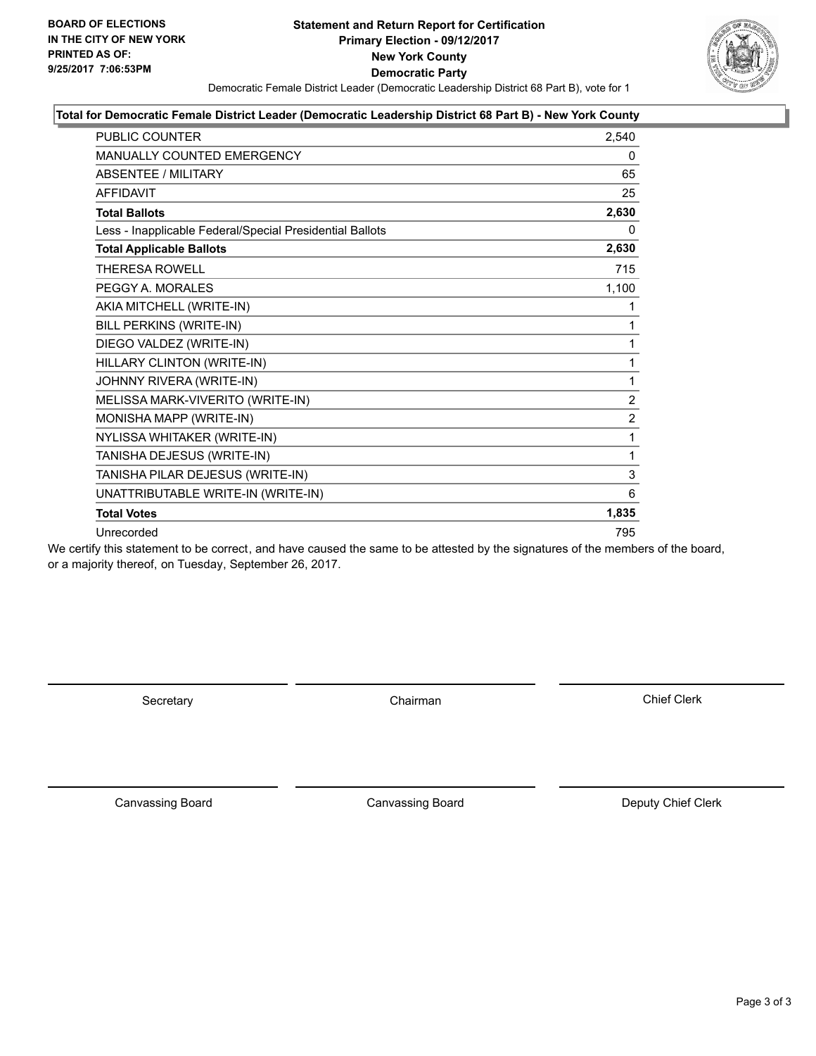**BOARD OF ELECTIONS IN THE CITY OF NEW YORK PRINTED AS OF: 9/25/2017 7:06:53PM**

# Statement and Return Report for Certification
## Primary Election - 09/12/2017
## New York County
## Democratic Party

Democratic Female District Leader (Democratic Leadership District 68 Part B), vote for 1

**Total for Democratic Female District Leader (Democratic Leadership District 68 Part B) - New York County**

| | |
|---|---|
| PUBLIC COUNTER | 2,540 |
| MANUALLY COUNTED EMERGENCY | 0 |
| ABSENTEE / MILITARY | 65 |
| AFFIDAVIT | 25 |
| **Total Ballots** | **2,630** |
| Less - Inapplicable Federal/Special Presidential Ballots | 0 |
| **Total Applicable Ballots** | **2,630** |
| THERESA ROWELL | 715 |
| PEGGY A. MORALES | 1,100 |
| AKIA MITCHELL (WRITE-IN) | 1 |
| BILL PERKINS (WRITE-IN) | 1 |
| DIEGO VALDEZ (WRITE-IN) | 1 |
| HILLARY CLINTON (WRITE-IN) | 1 |
| JOHNNY RIVERA (WRITE-IN) | 1 |
| MELISSA MARK-VIVERITO (WRITE-IN) | 2 |
| MONISHA MAPP (WRITE-IN) | 2 |
| NYLISSA WHITAKER (WRITE-IN) | 1 |
| TANISHA DEJESUS (WRITE-IN) | 1 |
| TANISHA PILAR DEJESUS (WRITE-IN) | 3 |
| UNATTRIBUTABLE WRITE-IN (WRITE-IN) | 6 |
| **Total Votes** | **1,835** |
| Unrecorded | 795 |

We certify this statement to be correct, and have caused the same to be attested by the signatures of the members of the board, or a majority thereof, on Tuesday, September 26, 2017.

| | | |
|---|---|---|
| Secretary | Chairman | Chief Clerk |
| Canvassing Board | Canvassing Board | Deputy Chief Clerk |